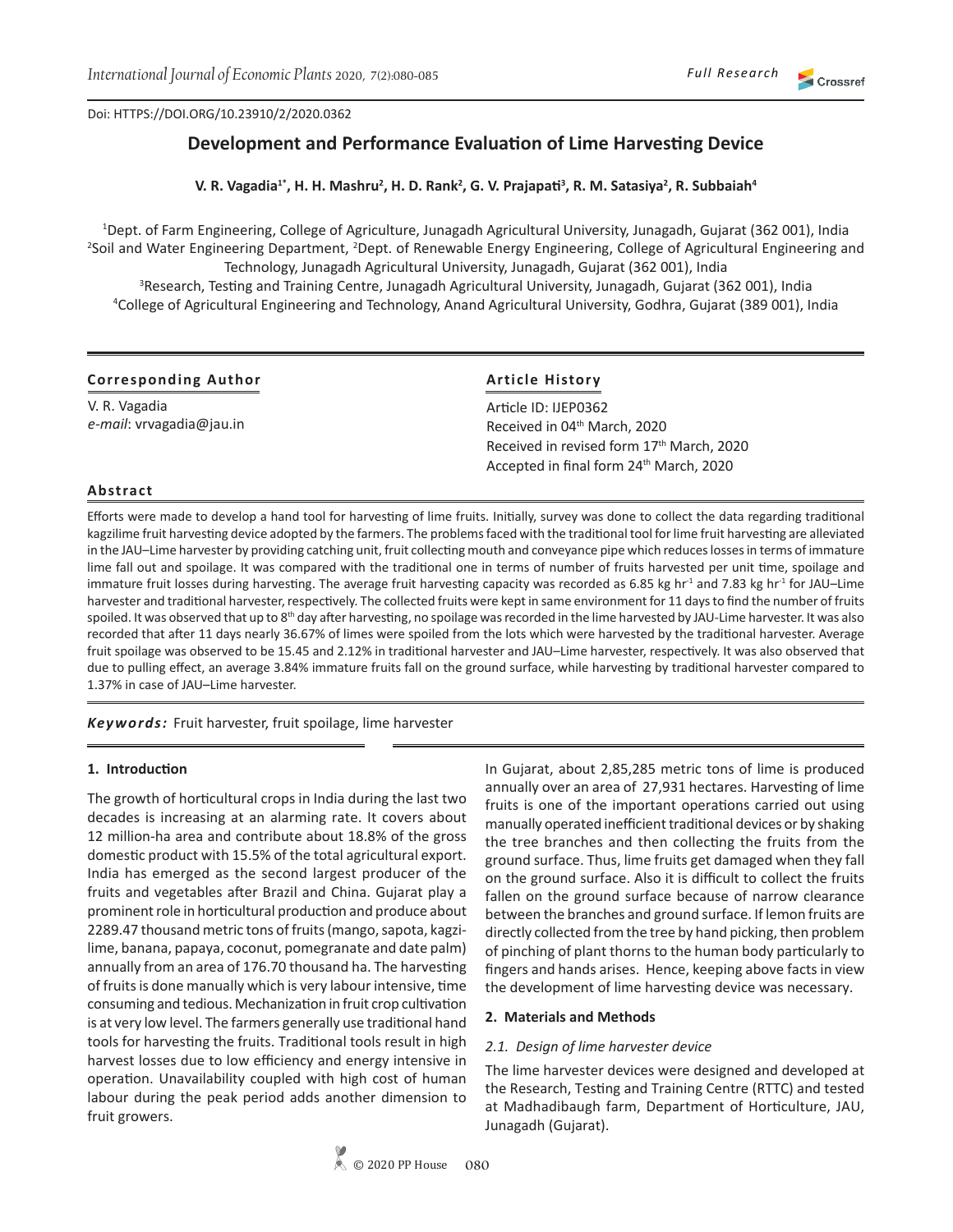Doi: HTTPS://DOI.ORG/10.23910/2/2020.0362

# Development and Performance Evaluation of Lime Harvesting Device

**V. R. Vagadia[1*], H. H. Mashru[2], H. D. Rank[2], G. V. Prajapati[3], R. M. Satasiya[2], R. Subbaiah[4]**

[1]Dept. of Farm Engineering, College of Agriculture, Junagadh Agricultural University, Junagadh, Gujarat (362 001), India
[2]Soil and Water Engineering Department, [2]Dept. of Renewable Energy Engineering, College of Agricultural Engineering and Technology, Junagadh Agricultural University, Junagadh, Gujarat (362 001), India
[3]Research, Testing and Training Centre, Junagadh Agricultural University, Junagadh, Gujarat (362 001), India
[4]College of Agricultural Engineering and Technology, Anand Agricultural University, Godhra, Gujarat (389 001), India

**Corresponding Author**

V. R. Vagadia
*e-mail*: vrvagadia@jau.in

**Article History**

Article ID: IJEP0362
Received in 04th March, 2020
Received in revised form 17th March, 2020
Accepted in final form 24th March, 2020

**Abstract**

Efforts were made to develop a hand tool for harvesting of lime fruits. Initially, survey was done to collect the data regarding traditional kagzilime fruit harvesting device adopted by the farmers. The problems faced with the traditional tool for lime fruit harvesting are alleviated in the JAU–Lime harvester by providing catching unit, fruit collecting mouth and conveyance pipe which reduces losses in terms of immature lime fall out and spoilage. It was compared with the traditional one in terms of number of fruits harvested per unit time, spoilage and immature fruit losses during harvesting. The average fruit harvesting capacity was recorded as 6.85 kg $hr^{-1}$ and 7.83 kg $hr^{-1}$ for JAU–Lime harvester and traditional harvester, respectively. The collected fruits were kept in same environment for 11 days to find the number of fruits spoiled. It was observed that up to 8th day after harvesting, no spoilage was recorded in the lime harvested by JAU-Lime harvester. It was also recorded that after 11 days nearly 36.67% of limes were spoiled from the lots which were harvested by the traditional harvester. Average fruit spoilage was observed to be 15.45 and 2.12% in traditional harvester and JAU–Lime harvester, respectively. It was also observed that due to pulling effect, an average 3.84% immature fruits fall on the ground surface, while harvesting by traditional harvester compared to 1.37% in case of JAU–Lime harvester.

***Keywords:*** Fruit harvester, fruit spoilage, lime harvester

## 1. Introduction

The growth of horticultural crops in India during the last two decades is increasing at an alarming rate. It covers about 12 million-ha area and contribute about 18.8% of the gross domestic product with 15.5% of the total agricultural export. India has emerged as the second largest producer of the fruits and vegetables after Brazil and China. Gujarat play a prominent role in horticultural production and produce about 2289.47 thousand metric tons of fruits (mango, sapota, kagzi-lime, banana, papaya, coconut, pomegranate and date palm) annually from an area of 176.70 thousand ha. The harvesting of fruits is done manually which is very labour intensive, time consuming and tedious. Mechanization in fruit crop cultivation is at very low level. The farmers generally use traditional hand tools for harvesting the fruits. Traditional tools result in high harvest losses due to low efficiency and energy intensive in operation. Unavailability coupled with high cost of human labour during the peak period adds another dimension to fruit growers.

In Gujarat, about 2,85,285 metric tons of lime is produced annually over an area of 27,931 hectares. Harvesting of lime fruits is one of the important operations carried out using manually operated inefficient traditional devices or by shaking the tree branches and then collecting the fruits from the ground surface. Thus, lime fruits get damaged when they fall on the ground surface. Also it is difficult to collect the fruits fallen on the ground surface because of narrow clearance between the branches and ground surface. If lemon fruits are directly collected from the tree by hand picking, then problem of pinching of plant thorns to the human body particularly to fingers and hands arises. Hence, keeping above facts in view the development of lime harvesting device was necessary.

## 2. Materials and Methods

### *2.1. Design of lime harvester device*

The lime harvester devices were designed and developed at the Research, Testing and Training Centre (RTTC) and tested at Madhadibaugh farm, Department of Horticulture, JAU, Junagadh (Gujarat).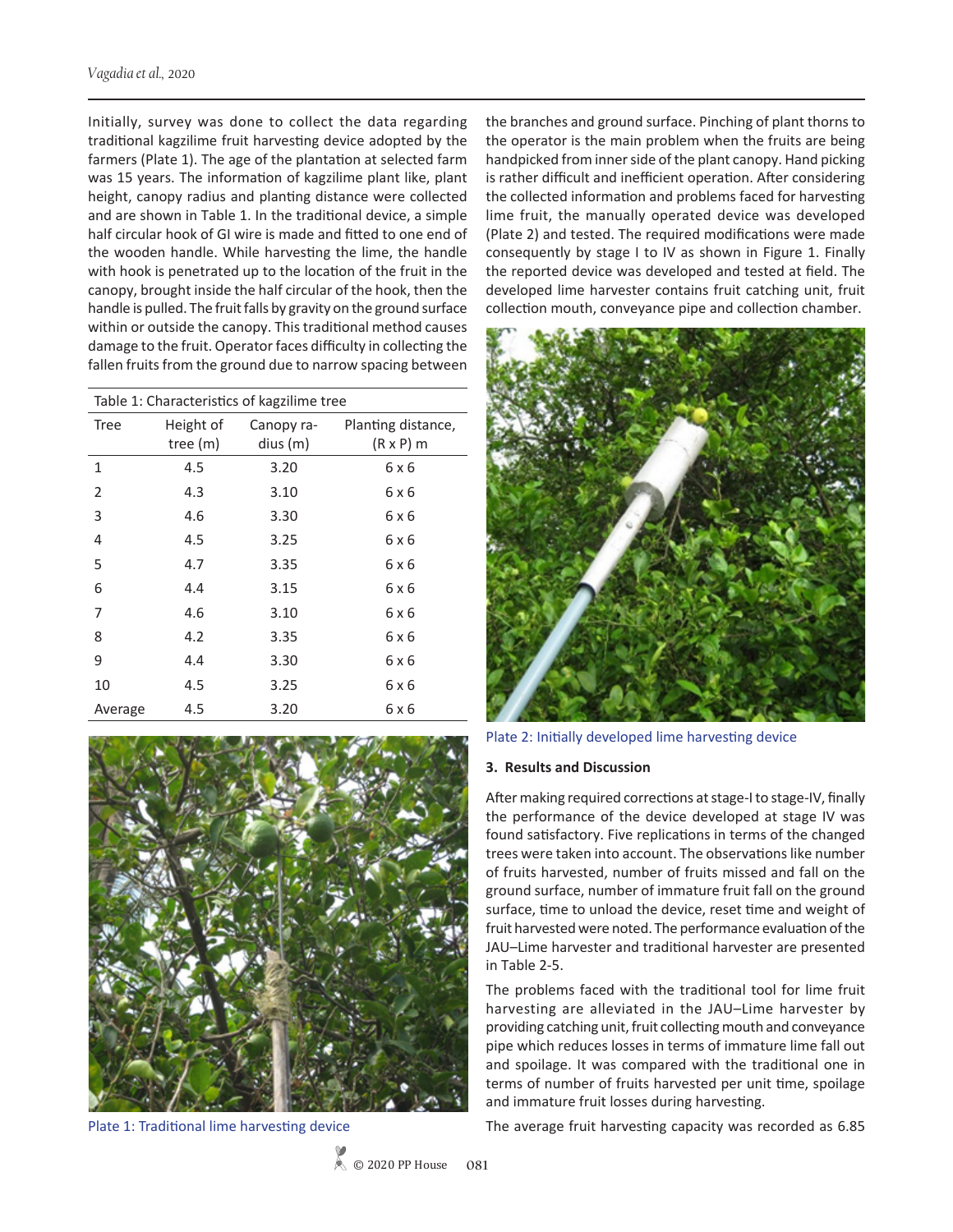Initially, survey was done to collect the data regarding traditional kagzilime fruit harvesting device adopted by the farmers (Plate 1). The age of the plantation at selected farm was 15 years. The information of kagzilime plant like, plant height, canopy radius and planting distance were collected and are shown in Table 1. In the traditional device, a simple half circular hook of GI wire is made and fitted to one end of the wooden handle. While harvesting the lime, the handle with hook is penetrated up to the location of the fruit in the canopy, brought inside the half circular of the hook, then the handle is pulled. The fruit falls by gravity on the ground surface within or outside the canopy. This traditional method causes damage to the fruit. Operator faces difficulty in collecting the fallen fruits from the ground due to narrow spacing between the branches and ground surface. Pinching of plant thorns to the operator is the main problem when the fruits are being handpicked from inner side of the plant canopy. Hand picking is rather difficult and inefficient operation. After considering the collected information and problems faced for harvesting lime fruit, the manually operated device was developed (Plate 2) and tested. The required modifications were made consequently by stage I to IV as shown in Figure 1. Finally the reported device was developed and tested at field. The developed lime harvester contains fruit catching unit, fruit collection mouth, conveyance pipe and collection chamber.

Table 1: Characteristics of kagzilime tree

| Tree | Height of tree (m) | Canopy radius (m) | Planting distance, (R x P) m |
|---|---|---|---|
| 1 | 4.5 | 3.20 | 6 x 6 |
| 2 | 4.3 | 3.10 | 6 x 6 |
| 3 | 4.6 | 3.30 | 6 x 6 |
| 4 | 4.5 | 3.25 | 6 x 6 |
| 5 | 4.7 | 3.35 | 6 x 6 |
| 6 | 4.4 | 3.15 | 6 x 6 |
| 7 | 4.6 | 3.10 | 6 x 6 |
| 8 | 4.2 | 3.35 | 6 x 6 |
| 9 | 4.4 | 3.30 | 6 x 6 |
| 10 | 4.5 | 3.25 | 6 x 6 |
| Average | 4.5 | 3.20 | 6 x 6 |

Plate 1: Traditional lime harvesting device

Plate 2: Initially developed lime harvesting device

### 3. Results and Discussion

After making required corrections at stage-I to stage-IV, finally the performance of the device developed at stage IV was found satisfactory. Five replications in terms of the changed trees were taken into account. The observations like number of fruits harvested, number of fruits missed and fall on the ground surface, number of immature fruit fall on the ground surface, time to unload the device, reset time and weight of fruit harvested were noted. The performance evaluation of the JAU–Lime harvester and traditional harvester are presented in Table 2-5.

The problems faced with the traditional tool for lime fruit harvesting are alleviated in the JAU–Lime harvester by providing catching unit, fruit collecting mouth and conveyance pipe which reduces losses in terms of immature lime fall out and spoilage. It was compared with the traditional one in terms of number of fruits harvested per unit time, spoilage and immature fruit losses during harvesting.

The average fruit harvesting capacity was recorded as 6.85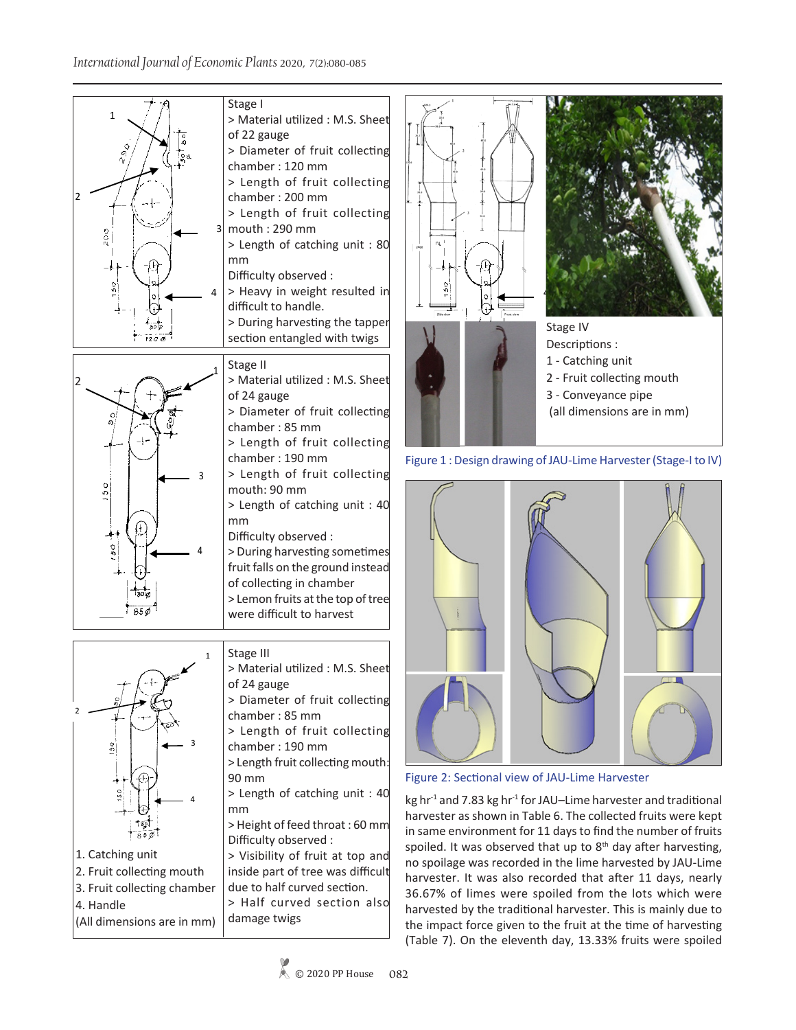| | |
|---|---|
| | Stage I<br>> Material utilized : M.S. Sheet of 22 gauge<br>> Diameter of fruit collecting chamber : 120 mm<br>> Length of fruit collecting chamber : 200 mm<br>> Length of fruit collecting mouth : 290 mm<br>> Length of catching unit : 80 mm<br>Difficulty observed :<br>> Heavy in weight resulted in difficult to handle.<br>> During harvesting the tapper section entangled with twigs |
| | Stage II<br>> Material utilized : M.S. Sheet of 24 gauge<br>> Diameter of fruit collecting chamber : 85 mm<br>> Length of fruit collecting chamber : 190 mm<br>> Length of fruit collecting mouth: 90 mm<br>> Length of catching unit : 40 mm<br>Difficulty observed :<br>> During harvesting sometimes fruit falls on the ground instead of collecting in chamber<br>> Lemon fruits at the top of tree were difficult to harvest |
| 1. Catching unit<br>2. Fruit collecting mouth<br>3. Fruit collecting chamber<br>4. Handle<br>(All dimensions are in mm) | Stage III<br>> Material utilized : M.S. Sheet of 24 gauge<br>> Diameter of fruit collecting chamber : 85 mm<br>> Length of fruit collecting chamber : 190 mm<br>> Length fruit collecting mouth: 90 mm<br>> Length of catching unit : 40 mm<br>> Height of feed throat : 60 mm<br>Difficulty observed :<br>> Visibility of fruit at top and inside part of tree was difficult due to half curved section.<br>> Half curved section also damage twigs |

Stage IV
Descriptions :
1 - Catching unit
2 - Fruit collecting mouth
3 - Conveyance pipe
(all dimensions are in mm)

Figure 1 : Design drawing of JAU-Lime Harvester (Stage-I to IV)

Figure 2: Sectional view of JAU-Lime Harvester

kg hr$^{-1}$ and 7.83 kg hr$^{-1}$ for JAU–Lime harvester and traditional harvester as shown in Table 6. The collected fruits were kept in same environment for 11 days to find the number of fruits spoiled. It was observed that up to 8$^{th}$ day after harvesting, no spoilage was recorded in the lime harvested by JAU-Lime harvester. It was also recorded that after 11 days, nearly 36.67% of limes were spoiled from the lots which were harvested by the traditional harvester. This is mainly due to the impact force given to the fruit at the time of harvesting (Table 7). On the eleventh day, 13.33% fruits were spoiled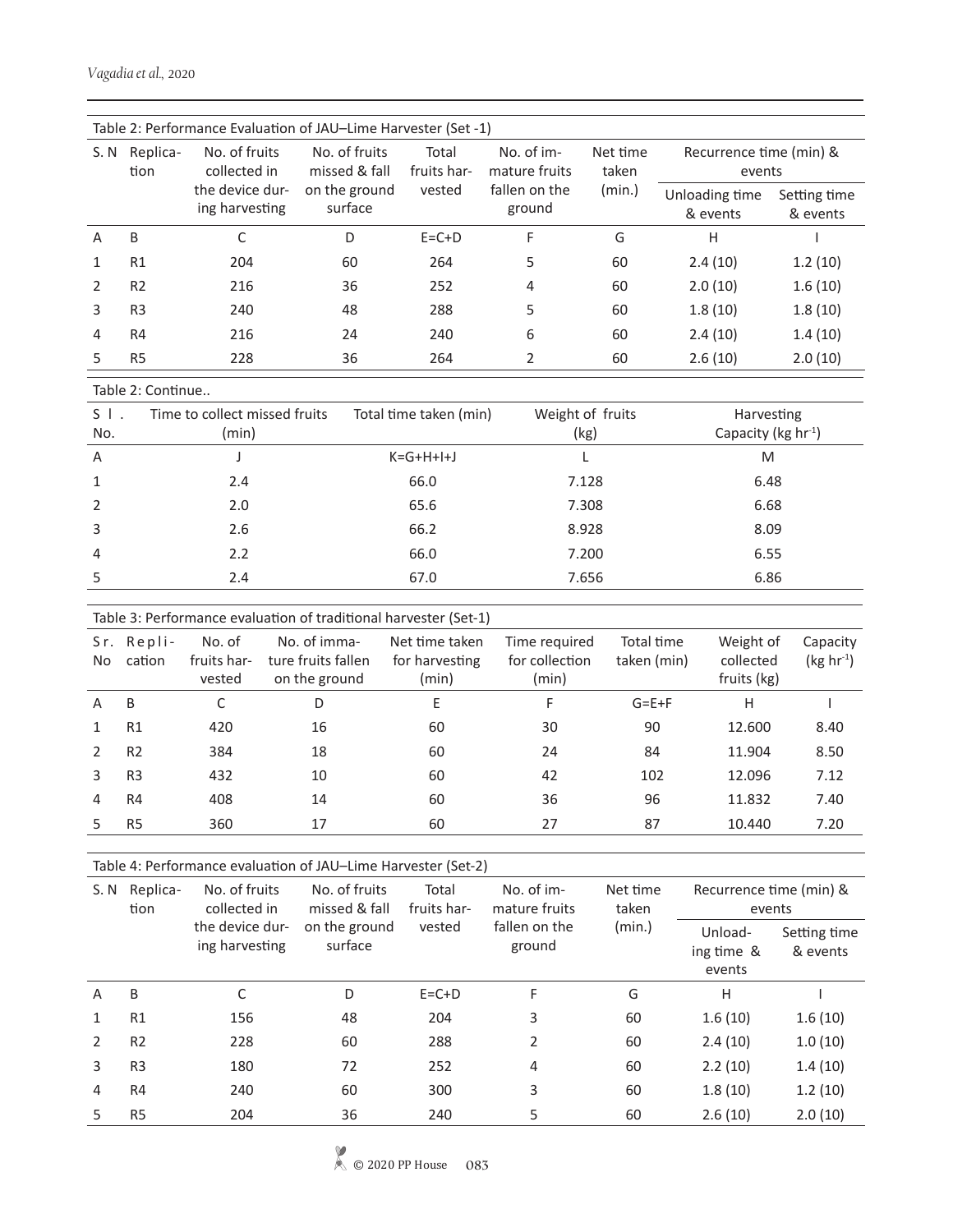Table 2: Performance Evaluation of JAU–Lime Harvester (Set -1)

| S. N | Replication | No. of fruits collected in the device during harvesting | No. of fruits missed & fall on the ground surface | Total fruits harvested | No. of immature fruits fallen on the ground | Net time taken (min.) | Recurrence time (min) & events | |
|---|---|---|---|---|---|---|---|---|
| | | | | | | | Unloading time & events | Setting time & events |
| A | B | C | D | E=C+D | F | G | H | I |
| 1 | R1 | 204 | 60 | 264 | 5 | 60 | 2.4 (10) | 1.2 (10) |
| 2 | R2 | 216 | 36 | 252 | 4 | 60 | 2.0 (10) | 1.6 (10) |
| 3 | R3 | 240 | 48 | 288 | 5 | 60 | 1.8 (10) | 1.8 (10) |
| 4 | R4 | 216 | 24 | 240 | 6 | 60 | 2.4 (10) | 1.4 (10) |
| 5 | R5 | 228 | 36 | 264 | 2 | 60 | 2.6 (10) | 2.0 (10) |

Table 2: Continue..

| Sl. No. | Time to collect missed fruits (min) | Total time taken (min) | Weight of fruits (kg) | Harvesting Capacity (kg $hr^{-1}$) |
|---|---|---|---|---|
| A | J | K=G+H+I+J | L | M |
| 1 | 2.4 | 66.0 | 7.128 | 6.48 |
| 2 | 2.0 | 65.6 | 7.308 | 6.68 |
| 3 | 2.6 | 66.2 | 8.928 | 8.09 |
| 4 | 2.2 | 66.0 | 7.200 | 6.55 |
| 5 | 2.4 | 67.0 | 7.656 | 6.86 |

Table 3: Performance evaluation of traditional harvester (Set-1)

| Sr. No | Replication | No. of fruits harvested | No. of immature fruits fallen on the ground | Net time taken for harvesting (min) | Time required for collection (min) | Total time taken (min) | Weight of collected fruits (kg) | Capacity (kg $hr^{-1}$) |
|---|---|---|---|---|---|---|---|---|
| A | B | C | D | E | F | G=E+F | H | I |
| 1 | R1 | 420 | 16 | 60 | 30 | 90 | 12.600 | 8.40 |
| 2 | R2 | 384 | 18 | 60 | 24 | 84 | 11.904 | 8.50 |
| 3 | R3 | 432 | 10 | 60 | 42 | 102 | 12.096 | 7.12 |
| 4 | R4 | 408 | 14 | 60 | 36 | 96 | 11.832 | 7.40 |
| 5 | R5 | 360 | 17 | 60 | 27 | 87 | 10.440 | 7.20 |

Table 4: Performance evaluation of JAU–Lime Harvester (Set-2)

| S. N | Replication | No. of fruits collected in the device during harvesting | No. of fruits missed & fall on the ground surface | Total fruits harvested | No. of immature fruits fallen on the ground | Net time taken (min.) | Recurrence time (min) & events | |
|---|---|---|---|---|---|---|---|---|
| | | | | | | | Unloading time & events | Setting time & events |
| A | B | C | D | E=C+D | F | G | H | I |
| 1 | R1 | 156 | 48 | 204 | 3 | 60 | 1.6 (10) | 1.6 (10) |
| 2 | R2 | 228 | 60 | 288 | 2 | 60 | 2.4 (10) | 1.0 (10) |
| 3 | R3 | 180 | 72 | 252 | 4 | 60 | 2.2 (10) | 1.4 (10) |
| 4 | R4 | 240 | 60 | 300 | 3 | 60 | 1.8 (10) | 1.2 (10) |
| 5 | R5 | 204 | 36 | 240 | 5 | 60 | 2.6 (10) | 2.0 (10) |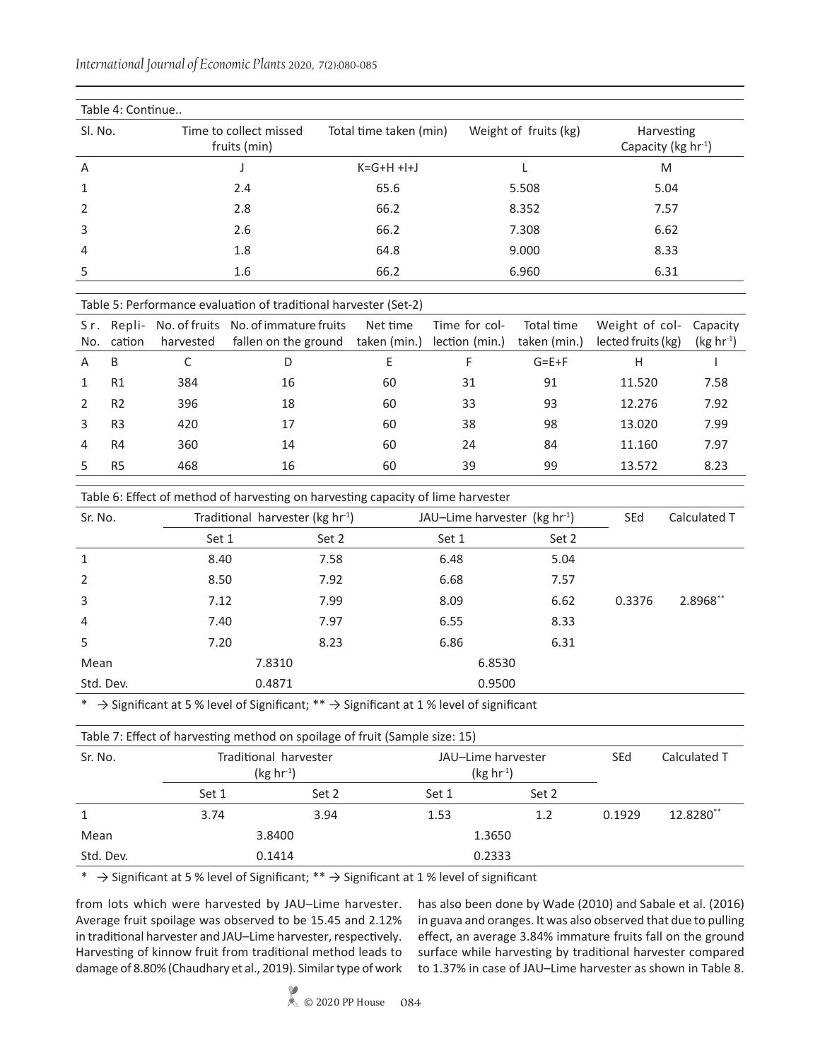Table 4: Continue..

| Sl. No. | Time to collect missed fruits (min) | Total time taken (min) | Weight of fruits (kg) | Harvesting Capacity (kg $hr^{-1}$) |
|---|---|---|---|---|
| A | J | K=G+H +I+J | L | M |
| 1 | 2.4 | 65.6 | 5.508 | 5.04 |
| 2 | 2.8 | 66.2 | 8.352 | 7.57 |
| 3 | 2.6 | 66.2 | 7.308 | 6.62 |
| 4 | 1.8 | 64.8 | 9.000 | 8.33 |
| 5 | 1.6 | 66.2 | 6.960 | 6.31 |

Table 5: Performance evaluation of traditional harvester (Set-2)

| Sr. No. | Replication | No. of fruits harvested | No. of immature fruits fallen on the ground | Net time taken (min.) | Time for collection (min.) | Total time taken (min.) | Weight of collected fruits (kg) | Capacity (kg $hr^{-1}$) |
|---|---|---|---|---|---|---|---|---|
| A | B | C | D | E | F | G=E+F | H | I |
| 1 | R1 | 384 | 16 | 60 | 31 | 91 | 11.520 | 7.58 |
| 2 | R2 | 396 | 18 | 60 | 33 | 93 | 12.276 | 7.92 |
| 3 | R3 | 420 | 17 | 60 | 38 | 98 | 13.020 | 7.99 |
| 4 | R4 | 360 | 14 | 60 | 24 | 84 | 11.160 | 7.97 |
| 5 | R5 | 468 | 16 | 60 | 39 | 99 | 13.572 | 8.23 |

Table 6: Effect of method of harvesting on harvesting capacity of lime harvester

| Sr. No. | Traditional harvester (kg $hr^{-1}$) | | JAU–Lime harvester (kg $hr^{-1}$) | | SEd | Calculated T |
|---|---|---|---|---|---|---|
| | Set 1 | Set 2 | Set 1 | Set 2 | | |
| 1 | 8.40 | 7.58 | 6.48 | 5.04 | | |
| 2 | 8.50 | 7.92 | 6.68 | 7.57 | | |
| 3 | 7.12 | 7.99 | 8.09 | 6.62 | 0.3376 | 2.8968** |
| 4 | 7.40 | 7.97 | 6.55 | 8.33 | | |
| 5 | 7.20 | 8.23 | 6.86 | 6.31 | | |
| Mean | 7.8310 | | 6.8530 | | | |
| Std. Dev. | 0.4871 | | 0.9500 | | | |

* → Significant at 5 % level of Significant; ** → Significant at 1 % level of significant

Table 7: Effect of harvesting method on spoilage of fruit (Sample size: 15)

| Sr. No. | Traditional harvester (kg $hr^{-1}$) | | JAU–Lime harvester (kg $hr^{-1}$) | | SEd | Calculated T |
|---|---|---|---|---|---|---|
| | Set 1 | Set 2 | Set 1 | Set 2 | | |
| 1 | 3.74 | 3.94 | 1.53 | 1.2 | 0.1929 | 12.8280** |
| Mean | 3.8400 | | 1.3650 | | | |
| Std. Dev. | 0.1414 | | 0.2333 | | | |

* → Significant at 5 % level of Significant; ** → Significant at 1 % level of significant

from lots which were harvested by JAU–Lime harvester. Average fruit spoilage was observed to be 15.45 and 2.12% in traditional harvester and JAU–Lime harvester, respectively. Harvesting of kinnow fruit from traditional method leads to damage of 8.80% (Chaudhary et al., 2019). Similar type of work has also been done by Wade (2010) and Sabale et al. (2016) in guava and oranges. It was also observed that due to pulling effect, an average 3.84% immature fruits fall on the ground surface while harvesting by traditional harvester compared to 1.37% in case of JAU–Lime harvester as shown in Table 8.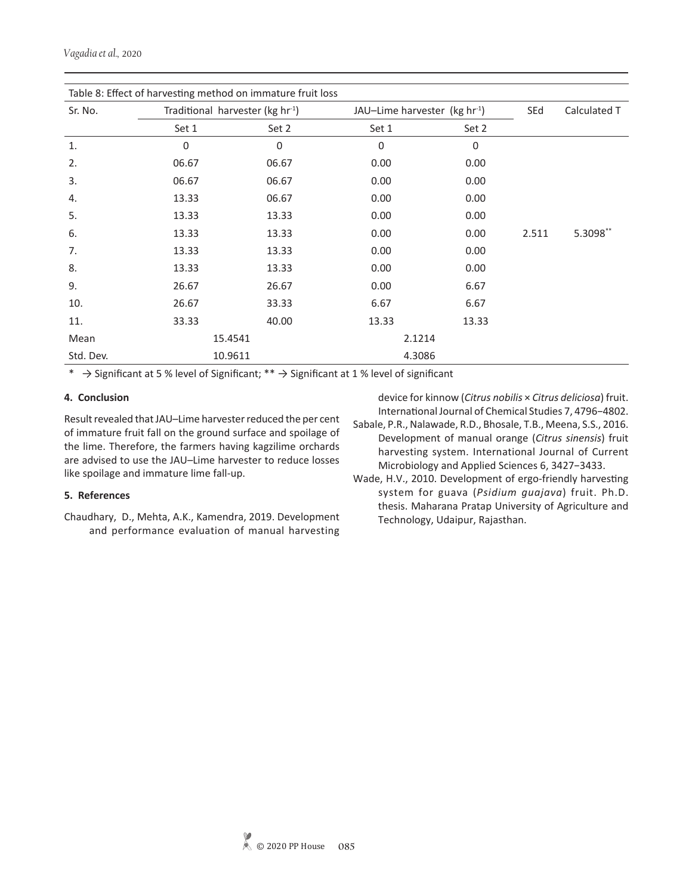Table 8: Effect of harvesting method on immature fruit loss

| Sr. No. | Traditional harvester (kg $hr^{-1}$) | | JAU–Lime harvester (kg $hr^{-1}$) | | SEd | Calculated T |
|---|---|---|---|---|---|---|
| | Set 1 | Set 2 | Set 1 | Set 2 | | |
| 1. | 0 | 0 | 0 | 0 | | |
| 2. | 06.67 | 06.67 | 0.00 | 0.00 | | |
| 3. | 06.67 | 06.67 | 0.00 | 0.00 | | |
| 4. | 13.33 | 06.67 | 0.00 | 0.00 | | |
| 5. | 13.33 | 13.33 | 0.00 | 0.00 | | |
| 6. | 13.33 | 13.33 | 0.00 | 0.00 | 2.511 | 5.3098** |
| 7. | 13.33 | 13.33 | 0.00 | 0.00 | | |
| 8. | 13.33 | 13.33 | 0.00 | 0.00 | | |
| 9. | 26.67 | 26.67 | 0.00 | 6.67 | | |
| 10. | 26.67 | 33.33 | 6.67 | 6.67 | | |
| 11. | 33.33 | 40.00 | 13.33 | 13.33 | | |
| Mean | 15.4541 | | 2.1214 | | | |
| Std. Dev. | 10.9611 | | 4.3086 | | | |

* → Significant at 5 % level of Significant; ** → Significant at 1 % level of significant

## 4. Conclusion

Result revealed that JAU–Lime harvester reduced the per cent of immature fruit fall on the ground surface and spoilage of the lime. Therefore, the farmers having kagzilime orchards are advised to use the JAU–Lime harvester to reduce losses like spoilage and immature lime fall-up.

## 5. References

Chaudhary, D., Mehta, A.K., Kamendra, 2019. Development and performance evaluation of manual harvesting device for kinnow (*Citrus nobilis* × *Citrus deliciosa*) fruit. International Journal of Chemical Studies 7, 4796–4802.

Sabale, P.R., Nalawade, R.D., Bhosale, T.B., Meena, S.S., 2016. Development of manual orange (*Citrus sinensis*) fruit harvesting system. International Journal of Current Microbiology and Applied Sciences 6, 3427–3433.

Wade, H.V., 2010. Development of ergo-friendly harvesting system for guava (*Psidium guajava*) fruit. Ph.D. thesis. Maharana Pratap University of Agriculture and Technology, Udaipur, Rajasthan.